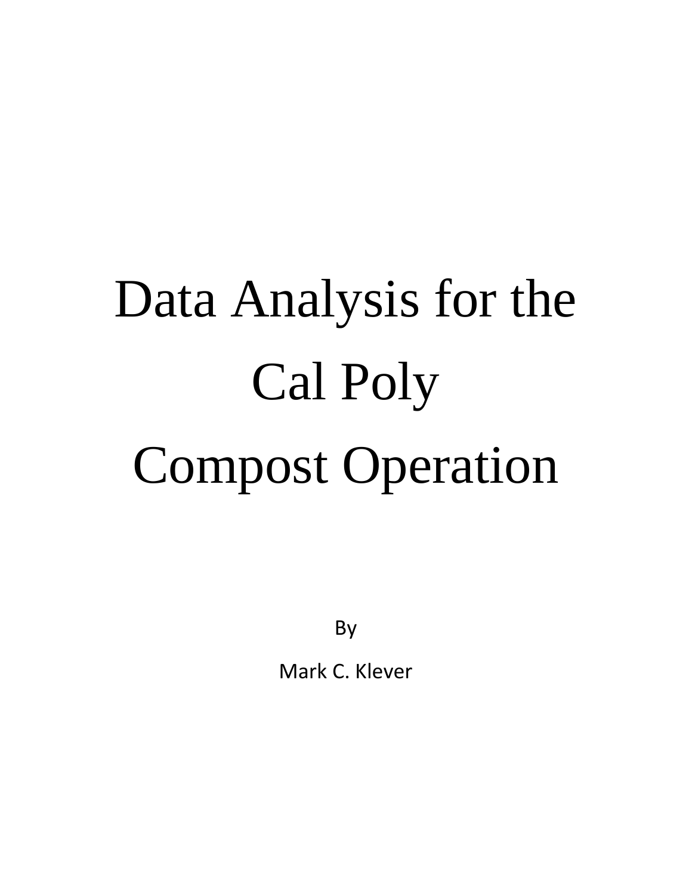# Data Analysis for the Cal Poly Compost Operation

By

Mark C. Klever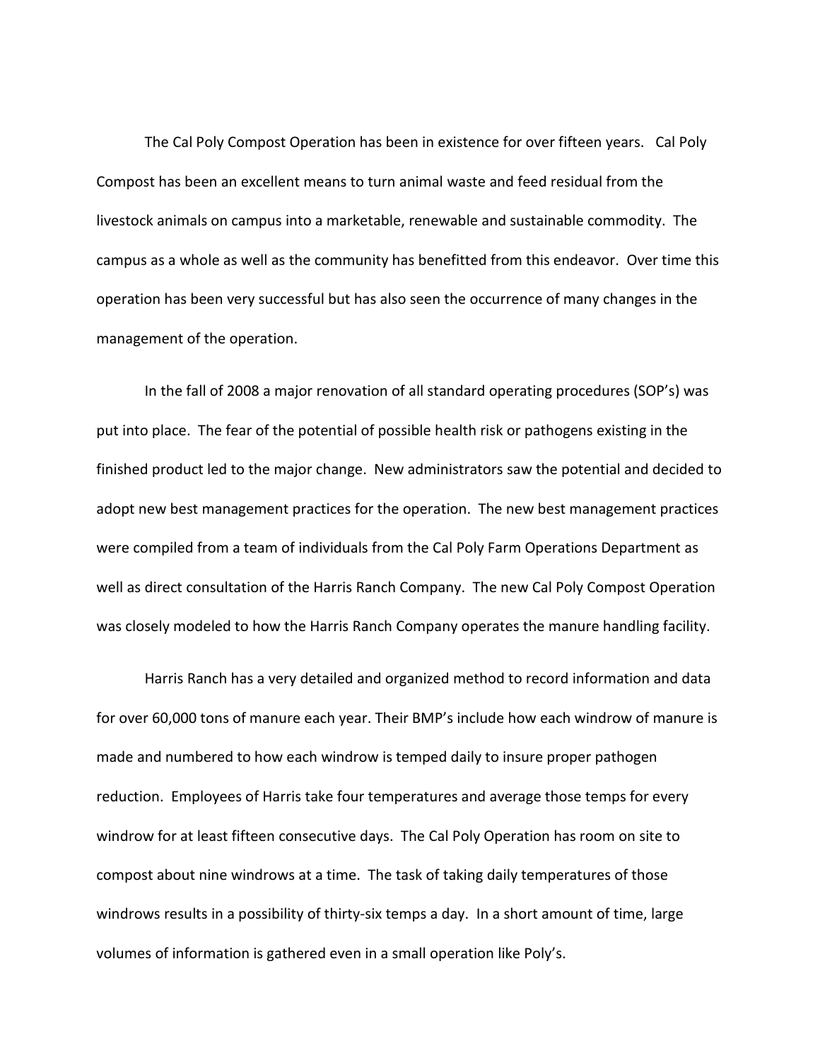The Cal Poly Compost Operation has been in existence for over fifteen years. Cal Poly Compost has been an excellent means to turn animal waste and feed residual from the livestock animals on campus into a marketable, renewable and sustainable commodity. The campus as a whole as well as the community has benefitted from this endeavor. Over time this operation has been very successful but has also seen the occurrence of many changes in the management of the operation.

In the fall of 2008 a major renovation of all standard operating procedures (SOP's) was put into place. The fear of the potential of possible health risk or pathogens existing in the finished product led to the major change. New administrators saw the potential and decided to adopt new best management practices for the operation. The new best management practices were compiled from a team of individuals from the Cal Poly Farm Operations Department as well as direct consultation of the Harris Ranch Company. The new Cal Poly Compost Operation was closely modeled to how the Harris Ranch Company operates the manure handling facility.

Harris Ranch has a very detailed and organized method to record information and data for over 60,000 tons of manure each year. Their BMP's include how each windrow of manure is made and numbered to how each windrow is temped daily to insure proper pathogen reduction. Employees of Harris take four temperatures and average those temps for every windrow for at least fifteen consecutive days. The Cal Poly Operation has room on site to compost about nine windrows at a time. The task of taking daily temperatures of those windrows results in a possibility of thirty-six temps a day. In a short amount of time, large volumes of information is gathered even in a small operation like Poly's.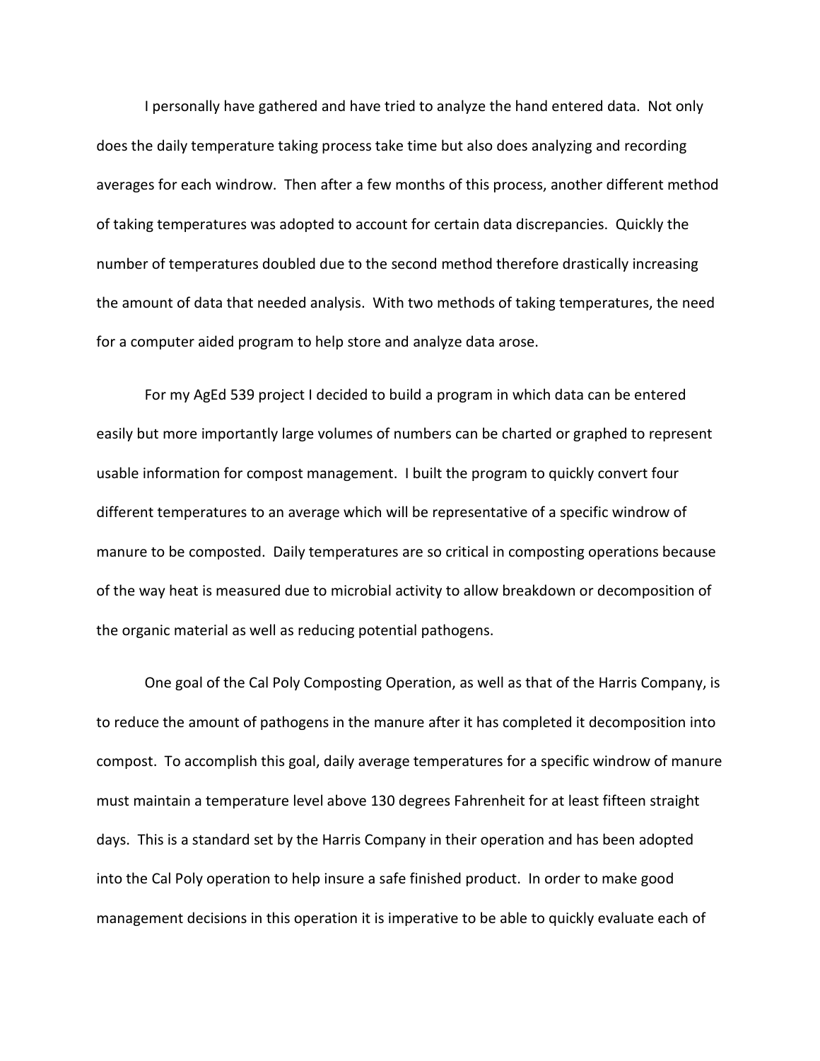I personally have gathered and have tried to analyze the hand entered data. Not only does the daily temperature taking process take time but also does analyzing and recording averages for each windrow. Then after a few months of this process, another different method of taking temperatures was adopted to account for certain data discrepancies. Quickly the number of temperatures doubled due to the second method therefore drastically increasing the amount of data that needed analysis. With two methods of taking temperatures, the need for a computer aided program to help store and analyze data arose.

For my AgEd 539 project I decided to build a program in which data can be entered easily but more importantly large volumes of numbers can be charted or graphed to represent usable information for compost management. I built the program to quickly convert four different temperatures to an average which will be representative of a specific windrow of manure to be composted. Daily temperatures are so critical in composting operations because of the way heat is measured due to microbial activity to allow breakdown or decomposition of the organic material as well as reducing potential pathogens.

One goal of the Cal Poly Composting Operation, as well as that of the Harris Company, is to reduce the amount of pathogens in the manure after it has completed it decomposition into compost. To accomplish this goal, daily average temperatures for a specific windrow of manure must maintain a temperature level above 130 degrees Fahrenheit for at least fifteen straight days. This is a standard set by the Harris Company in their operation and has been adopted into the Cal Poly operation to help insure a safe finished product. In order to make good management decisions in this operation it is imperative to be able to quickly evaluate each of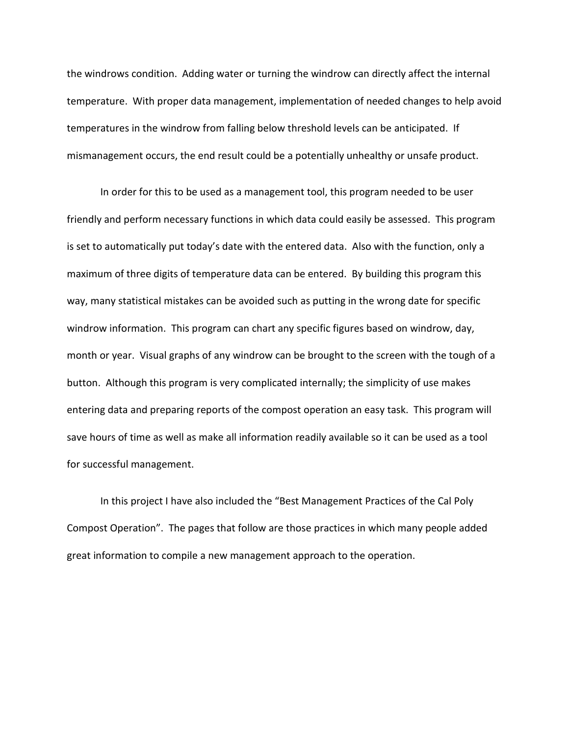the windrows condition. Adding water or turning the windrow can directly affect the internal temperature. With proper data management, implementation of needed changes to help avoid temperatures in the windrow from falling below threshold levels can be anticipated. If mismanagement occurs, the end result could be a potentially unhealthy or unsafe product.

In order for this to be used as a management tool, this program needed to be user friendly and perform necessary functions in which data could easily be assessed. This program is set to automatically put today's date with the entered data. Also with the function, only a maximum of three digits of temperature data can be entered. By building this program this way, many statistical mistakes can be avoided such as putting in the wrong date for specific windrow information. This program can chart any specific figures based on windrow, day, month or year. Visual graphs of any windrow can be brought to the screen with the tough of a button. Although this program is very complicated internally; the simplicity of use makes entering data and preparing reports of the compost operation an easy task. This program will save hours of time as well as make all information readily available so it can be used as a tool for successful management.

In this project I have also included the "Best Management Practices of the Cal Poly Compost Operation". The pages that follow are those practices in which many people added great information to compile a new management approach to the operation.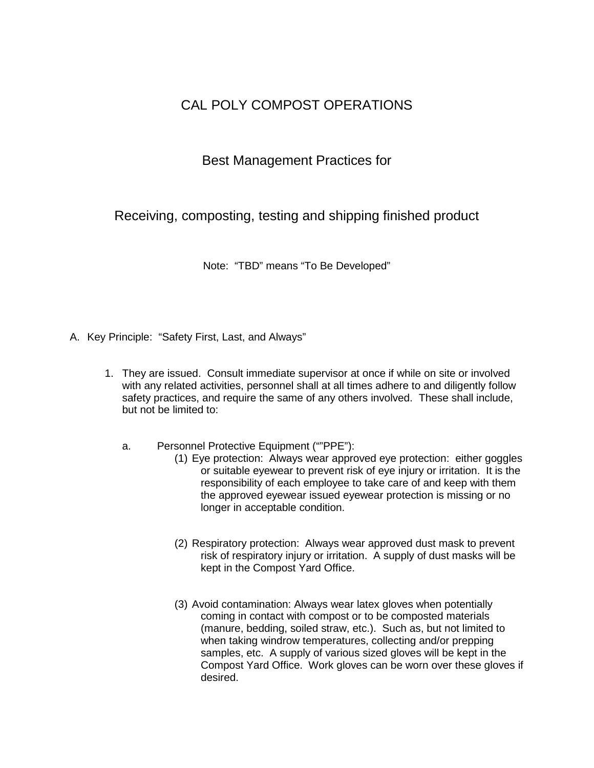# CAL POLY COMPOST OPERATIONS

## Best Management Practices for

## Receiving, composting, testing and shipping finished product

Note: "TBD" means "To Be Developed"

A. Key Principle: "Safety First, Last, and Always"

1. They are issued. Consult immediate supervisor at once if while on site or involved with any related activities, personnel shall at all times adhere to and diligently follow safety practices, and require the same of any others involved. These shall include, but not be limited to:

   a. Personnel Protective Equipment (""PPE"):

      (1) Eye protection: Always wear approved eye protection: either goggles or suitable eyewear to prevent risk of eye injury or irritation. It is the responsibility of each employee to take care of and keep with them the approved eyewear issued eyewear protection is missing or no longer in acceptable condition.

      (2) Respiratory protection: Always wear approved dust mask to prevent risk of respiratory injury or irritation. A supply of dust masks will be kept in the Compost Yard Office.

      (3) Avoid contamination: Always wear latex gloves when potentially coming in contact with compost or to be composted materials (manure, bedding, soiled straw, etc.). Such as, but not limited to when taking windrow temperatures, collecting and/or prepping samples, etc. A supply of various sized gloves will be kept in the Compost Yard Office. Work gloves can be worn over these gloves if desired.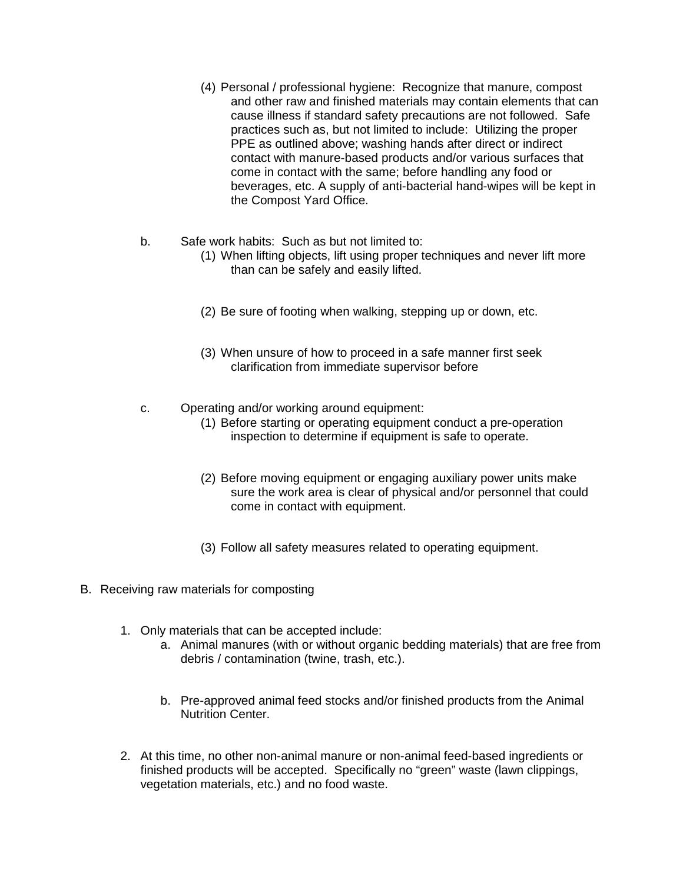(4) Personal / professional hygiene: Recognize that manure, compost and other raw and finished materials may contain elements that can cause illness if standard safety precautions are not followed. Safe practices such as, but not limited to include: Utilizing the proper PPE as outlined above; washing hands after direct or indirect contact with manure-based products and/or various surfaces that come in contact with the same; before handling any food or beverages, etc. A supply of anti-bacterial hand-wipes will be kept in the Compost Yard Office.

b. Safe work habits: Such as but not limited to:

(1) When lifting objects, lift using proper techniques and never lift more than can be safely and easily lifted.

(2) Be sure of footing when walking, stepping up or down, etc.

(3) When unsure of how to proceed in a safe manner first seek clarification from immediate supervisor before

c. Operating and/or working around equipment:

(1) Before starting or operating equipment conduct a pre-operation inspection to determine if equipment is safe to operate.

(2) Before moving equipment or engaging auxiliary power units make sure the work area is clear of physical and/or personnel that could come in contact with equipment.

(3) Follow all safety measures related to operating equipment.

B. Receiving raw materials for composting

1. Only materials that can be accepted include:
   a. Animal manures (with or without organic bedding materials) that are free from debris / contamination (twine, trash, etc.).

   b. Pre-approved animal feed stocks and/or finished products from the Animal Nutrition Center.

2. At this time, no other non-animal manure or non-animal feed-based ingredients or finished products will be accepted. Specifically no “green” waste (lawn clippings, vegetation materials, etc.) and no food waste.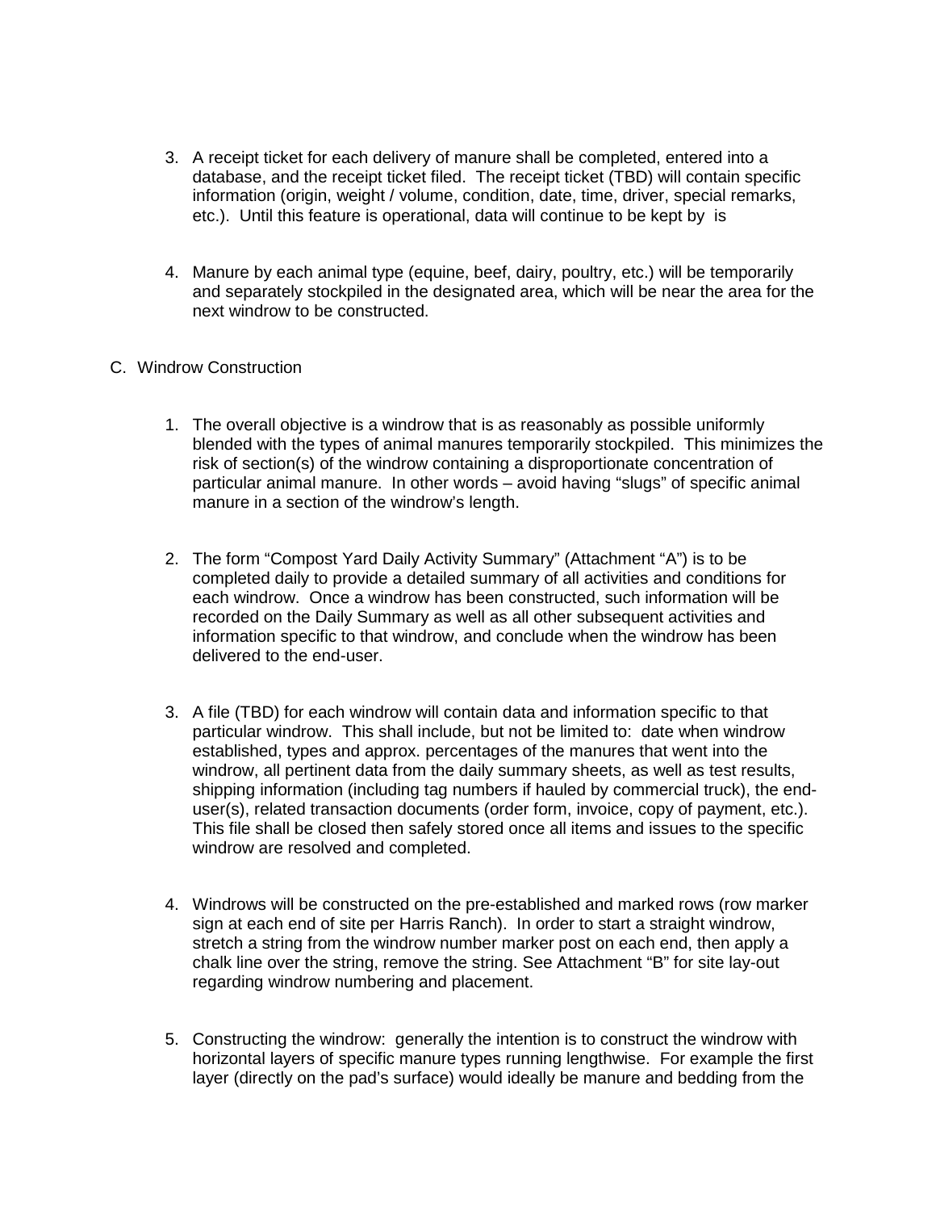3. A receipt ticket for each delivery of manure shall be completed, entered into a database, and the receipt ticket filed. The receipt ticket (TBD) will contain specific information (origin, weight / volume, condition, date, time, driver, special remarks, etc.). Until this feature is operational, data will continue to be kept by is

4. Manure by each animal type (equine, beef, dairy, poultry, etc.) will be temporarily and separately stockpiled in the designated area, which will be near the area for the next windrow to be constructed.

C. Windrow Construction

1. The overall objective is a windrow that is as reasonably as possible uniformly blended with the types of animal manures temporarily stockpiled. This minimizes the risk of section(s) of the windrow containing a disproportionate concentration of particular animal manure. In other words – avoid having "slugs" of specific animal manure in a section of the windrow's length.

2. The form "Compost Yard Daily Activity Summary" (Attachment "A") is to be completed daily to provide a detailed summary of all activities and conditions for each windrow. Once a windrow has been constructed, such information will be recorded on the Daily Summary as well as all other subsequent activities and information specific to that windrow, and conclude when the windrow has been delivered to the end-user.

3. A file (TBD) for each windrow will contain data and information specific to that particular windrow. This shall include, but not be limited to: date when windrow established, types and approx. percentages of the manures that went into the windrow, all pertinent data from the daily summary sheets, as well as test results, shipping information (including tag numbers if hauled by commercial truck), the end-user(s), related transaction documents (order form, invoice, copy of payment, etc.). This file shall be closed then safely stored once all items and issues to the specific windrow are resolved and completed.

4. Windrows will be constructed on the pre-established and marked rows (row marker sign at each end of site per Harris Ranch). In order to start a straight windrow, stretch a string from the windrow number marker post on each end, then apply a chalk line over the string, remove the string. See Attachment "B" for site lay-out regarding windrow numbering and placement.

5. Constructing the windrow: generally the intention is to construct the windrow with horizontal layers of specific manure types running lengthwise. For example the first layer (directly on the pad's surface) would ideally be manure and bedding from the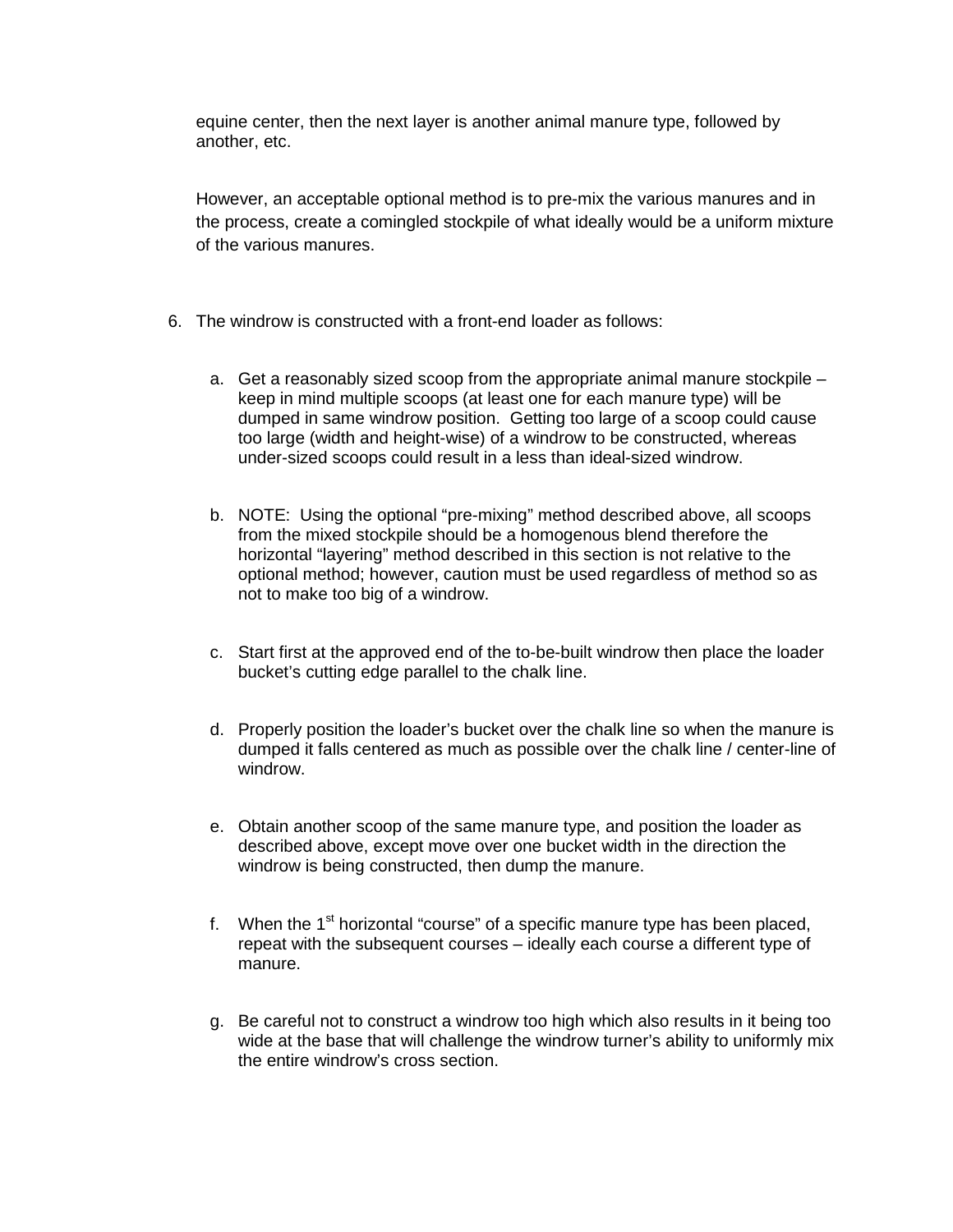equine center, then the next layer is another animal manure type, followed by another, etc.

However, an acceptable optional method is to pre-mix the various manures and in the process, create a comingled stockpile of what ideally would be a uniform mixture of the various manures.

6. The windrow is constructed with a front-end loader as follows:

    a. Get a reasonably sized scoop from the appropriate animal manure stockpile – keep in mind multiple scoops (at least one for each manure type) will be dumped in same windrow position. Getting too large of a scoop could cause too large (width and height-wise) of a windrow to be constructed, whereas under-sized scoops could result in a less than ideal-sized windrow.

    b. NOTE: Using the optional "pre-mixing" method described above, all scoops from the mixed stockpile should be a homogenous blend therefore the horizontal "layering" method described in this section is not relative to the optional method; however, caution must be used regardless of method so as not to make too big of a windrow.

    c. Start first at the approved end of the to-be-built windrow then place the loader bucket's cutting edge parallel to the chalk line.

    d. Properly position the loader's bucket over the chalk line so when the manure is dumped it falls centered as much as possible over the chalk line / center-line of windrow.

    e. Obtain another scoop of the same manure type, and position the loader as described above, except move over one bucket width in the direction the windrow is being constructed, then dump the manure.

    f. When the 1st horizontal "course" of a specific manure type has been placed, repeat with the subsequent courses – ideally each course a different type of manure.

    g. Be careful not to construct a windrow too high which also results in it being too wide at the base that will challenge the windrow turner's ability to uniformly mix the entire windrow's cross section.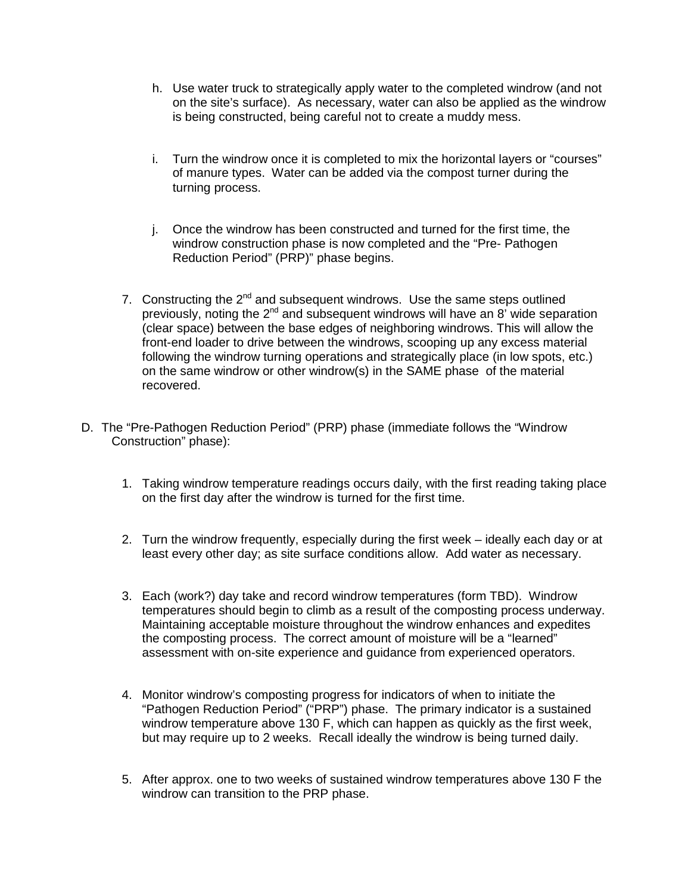h. Use water truck to strategically apply water to the completed windrow (and not on the site's surface). As necessary, water can also be applied as the windrow is being constructed, being careful not to create a muddy mess.

i. Turn the windrow once it is completed to mix the horizontal layers or "courses" of manure types. Water can be added via the compost turner during the turning process.

j. Once the windrow has been constructed and turned for the first time, the windrow construction phase is now completed and the "Pre- Pathogen Reduction Period" (PRP)" phase begins.

7. Constructing the 2nd and subsequent windrows. Use the same steps outlined previously, noting the 2nd and subsequent windrows will have an 8' wide separation (clear space) between the base edges of neighboring windrows. This will allow the front-end loader to drive between the windrows, scooping up any excess material following the windrow turning operations and strategically place (in low spots, etc.) on the same windrow or other windrow(s) in the SAME phase of the material recovered.

D. The "Pre-Pathogen Reduction Period" (PRP) phase (immediate follows the "Windrow Construction" phase):

1. Taking windrow temperature readings occurs daily, with the first reading taking place on the first day after the windrow is turned for the first time.

2. Turn the windrow frequently, especially during the first week – ideally each day or at least every other day; as site surface conditions allow. Add water as necessary.

3. Each (work?) day take and record windrow temperatures (form TBD). Windrow temperatures should begin to climb as a result of the composting process underway. Maintaining acceptable moisture throughout the windrow enhances and expedites the composting process. The correct amount of moisture will be a "learned" assessment with on-site experience and guidance from experienced operators.

4. Monitor windrow's composting progress for indicators of when to initiate the "Pathogen Reduction Period" ("PRP") phase. The primary indicator is a sustained windrow temperature above 130 F, which can happen as quickly as the first week, but may require up to 2 weeks. Recall ideally the windrow is being turned daily.

5. After approx. one to two weeks of sustained windrow temperatures above 130 F the windrow can transition to the PRP phase.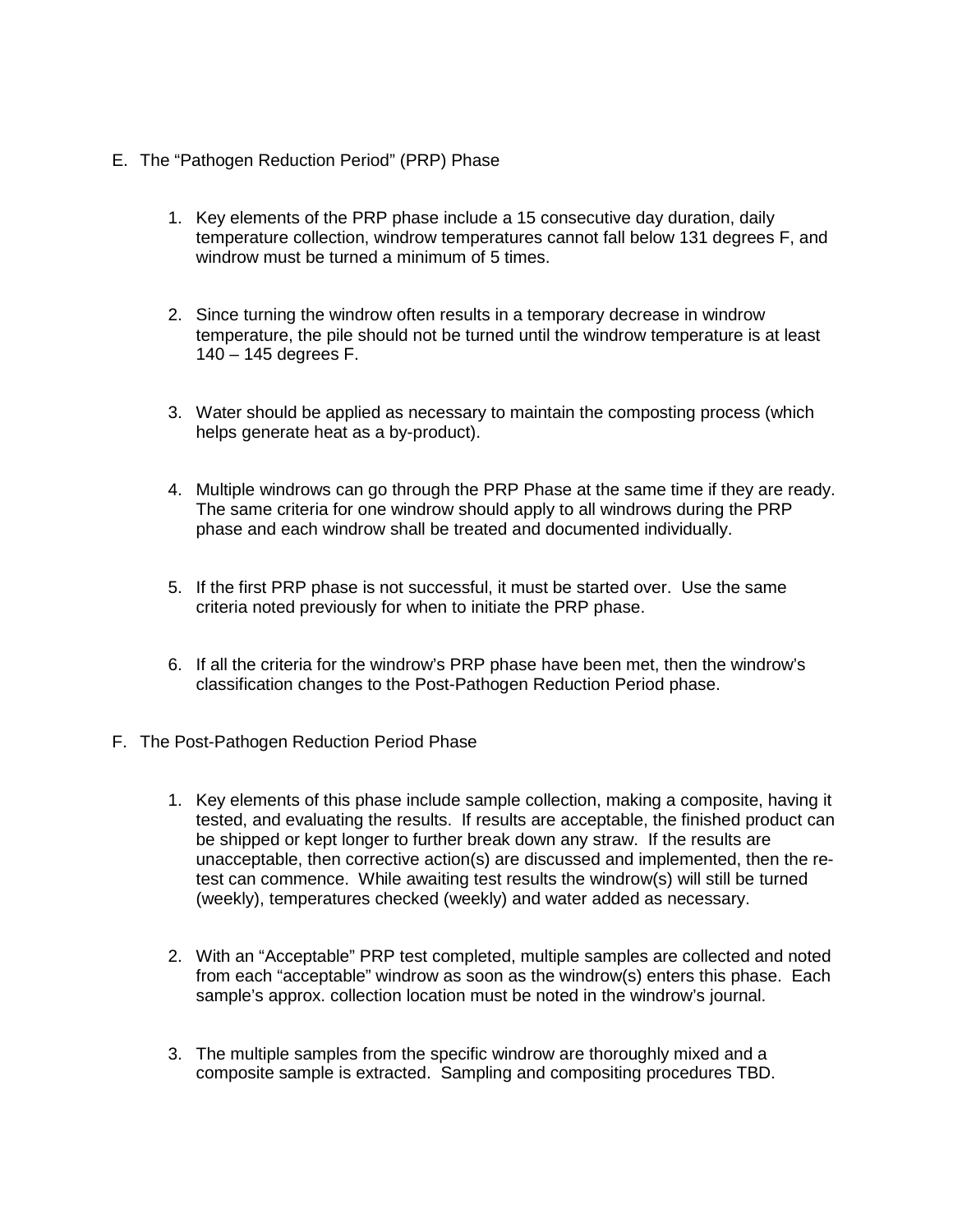E. The “Pathogen Reduction Period” (PRP) Phase

1. Key elements of the PRP phase include a 15 consecutive day duration, daily temperature collection, windrow temperatures cannot fall below 131 degrees F, and windrow must be turned a minimum of 5 times.

2. Since turning the windrow often results in a temporary decrease in windrow temperature, the pile should not be turned until the windrow temperature is at least 140 – 145 degrees F.

3. Water should be applied as necessary to maintain the composting process (which helps generate heat as a by-product).

4. Multiple windrows can go through the PRP Phase at the same time if they are ready. The same criteria for one windrow should apply to all windrows during the PRP phase and each windrow shall be treated and documented individually.

5. If the first PRP phase is not successful, it must be started over. Use the same criteria noted previously for when to initiate the PRP phase.

6. If all the criteria for the windrow’s PRP phase have been met, then the windrow’s classification changes to the Post-Pathogen Reduction Period phase.

F. The Post-Pathogen Reduction Period Phase

1. Key elements of this phase include sample collection, making a composite, having it tested, and evaluating the results. If results are acceptable, the finished product can be shipped or kept longer to further break down any straw. If the results are unacceptable, then corrective action(s) are discussed and implemented, then the re-test can commence. While awaiting test results the windrow(s) will still be turned (weekly), temperatures checked (weekly) and water added as necessary.

2. With an “Acceptable” PRP test completed, multiple samples are collected and noted from each “acceptable” windrow as soon as the windrow(s) enters this phase. Each sample’s approx. collection location must be noted in the windrow’s journal.

3. The multiple samples from the specific windrow are thoroughly mixed and a composite sample is extracted. Sampling and compositing procedures TBD.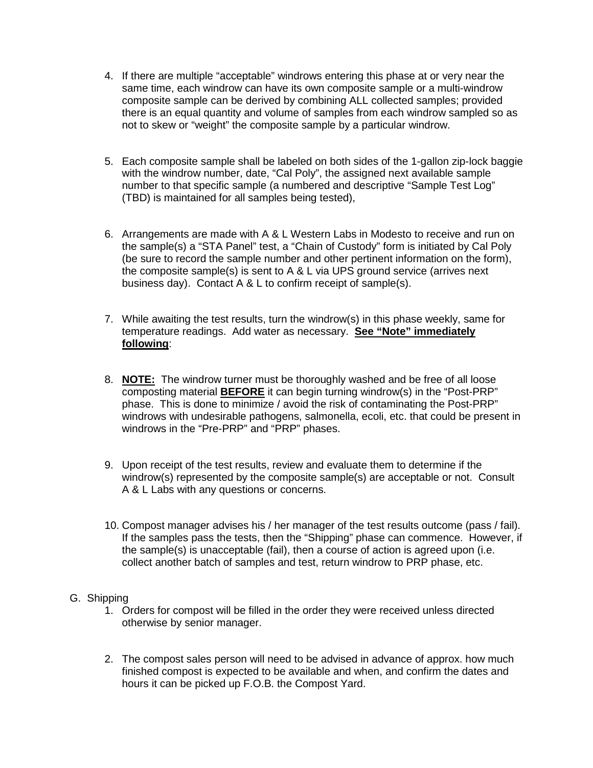4. If there are multiple “acceptable” windrows entering this phase at or very near the same time, each windrow can have its own composite sample or a multi-windrow composite sample can be derived by combining ALL collected samples; provided there is an equal quantity and volume of samples from each windrow sampled so as not to skew or “weight” the composite sample by a particular windrow.

5. Each composite sample shall be labeled on both sides of the 1-gallon zip-lock baggie with the windrow number, date, “Cal Poly”, the assigned next available sample number to that specific sample (a numbered and descriptive “Sample Test Log” (TBD) is maintained for all samples being tested),

6. Arrangements are made with A & L Western Labs in Modesto to receive and run on the sample(s) a “STA Panel” test, a “Chain of Custody” form is initiated by Cal Poly (be sure to record the sample number and other pertinent information on the form), the composite sample(s) is sent to A & L via UPS ground service (arrives next business day). Contact A & L to confirm receipt of sample(s).

7. While awaiting the test results, turn the windrow(s) in this phase weekly, same for temperature readings. Add water as necessary. <u>**See “Note” immediately following**</u>:

8. <u>**NOTE:**</u> The windrow turner must be thoroughly washed and be free of all loose composting material <u>**BEFORE**</u> it can begin turning windrow(s) in the “Post-PRP” phase. This is done to minimize / avoid the risk of contaminating the Post-PRP” windrows with undesirable pathogens, salmonella, ecoli, etc. that could be present in windrows in the “Pre-PRP” and “PRP” phases.

9. Upon receipt of the test results, review and evaluate them to determine if the windrow(s) represented by the composite sample(s) are acceptable or not. Consult A & L Labs with any questions or concerns.

10. Compost manager advises his / her manager of the test results outcome (pass / fail). If the samples pass the tests, then the “Shipping” phase can commence. However, if the sample(s) is unacceptable (fail), then a course of action is agreed upon (i.e. collect another batch of samples and test, return windrow to PRP phase, etc.

G. Shipping

1. Orders for compost will be filled in the order they were received unless directed otherwise by senior manager.

2. The compost sales person will need to be advised in advance of approx. how much finished compost is expected to be available and when, and confirm the dates and hours it can be picked up F.O.B. the Compost Yard.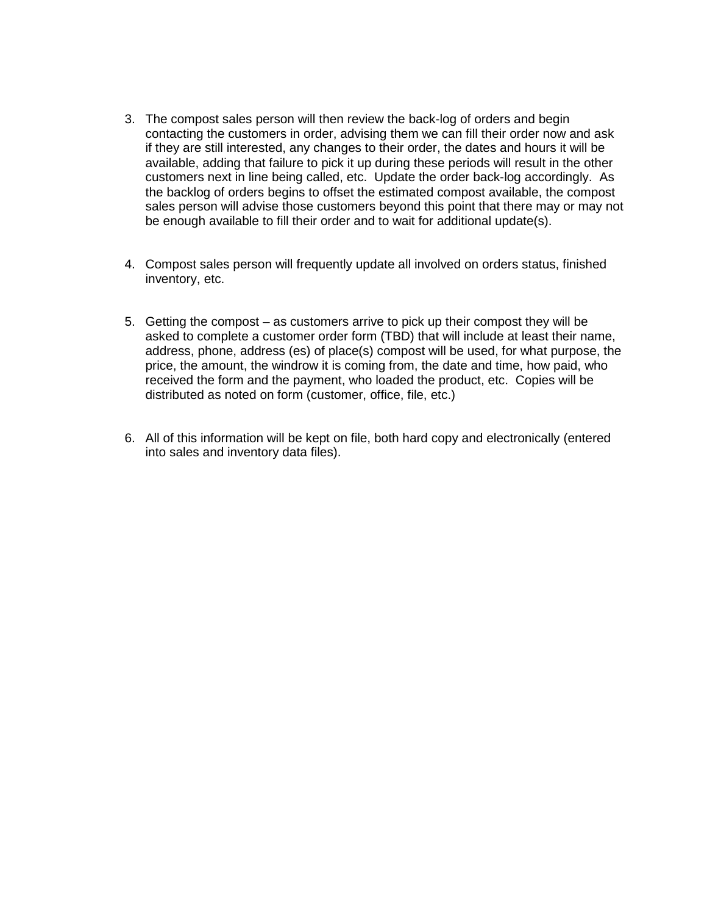3. The compost sales person will then review the back-log of orders and begin contacting the customers in order, advising them we can fill their order now and ask if they are still interested, any changes to their order, the dates and hours it will be available, adding that failure to pick it up during these periods will result in the other customers next in line being called, etc. Update the order back-log accordingly. As the backlog of orders begins to offset the estimated compost available, the compost sales person will advise those customers beyond this point that there may or may not be enough available to fill their order and to wait for additional update(s).

4. Compost sales person will frequently update all involved on orders status, finished inventory, etc.

5. Getting the compost – as customers arrive to pick up their compost they will be asked to complete a customer order form (TBD) that will include at least their name, address, phone, address (es) of place(s) compost will be used, for what purpose, the price, the amount, the windrow it is coming from, the date and time, how paid, who received the form and the payment, who loaded the product, etc. Copies will be distributed as noted on form (customer, office, file, etc.)

6. All of this information will be kept on file, both hard copy and electronically (entered into sales and inventory data files).